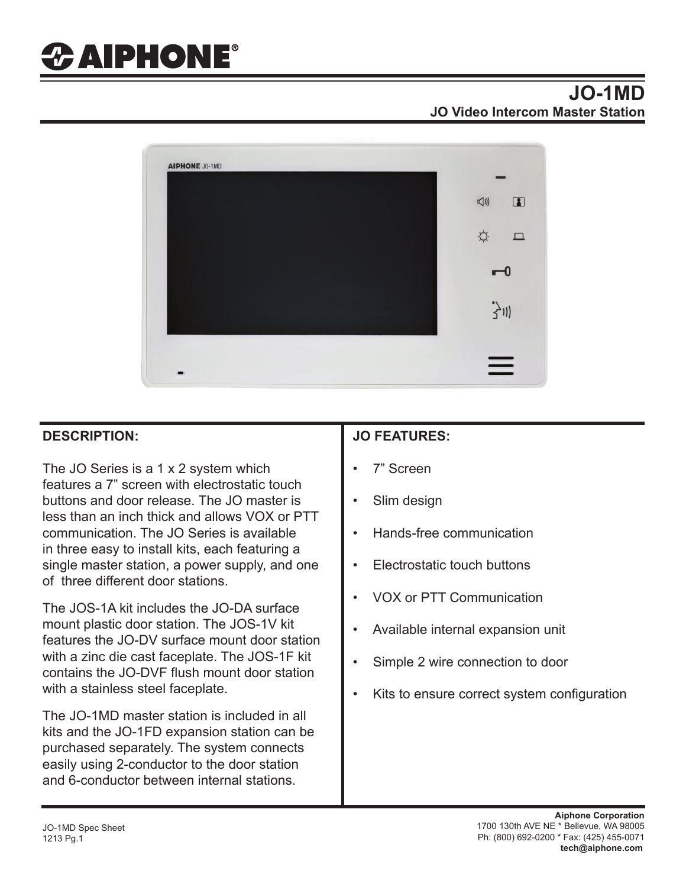# AIPHONE®

## JO-1MD

### JO Video Intercom Master Station

## DESCRIPTION:

The JO Series is a 1 x 2 system which features a 7" screen with electrostatic touch buttons and door release. The JO master is less than an inch thick and allows VOX or PTT communication. The JO Series is available in three easy to install kits, each featuring a single master station, a power supply, and one of three different door stations.

The JOS-1A kit includes the JO-DA surface mount plastic door station. The JOS-1V kit features the JO-DV surface mount door station with a zinc die cast faceplate. The JOS-1F kit contains the JO-DVF flush mount door station with a stainless steel faceplate.

The JO-1MD master station is included in all kits and the JO-1FD expansion station can be purchased separately. The system connects easily using 2-conductor to the door station and 6-conductor between internal stations.

## JO FEATURES:

- 7" Screen
- Slim design
- Hands-free communication
- Electrostatic touch buttons
- VOX or PTT Communication
- Available internal expansion unit
- Simple 2 wire connection to door
- Kits to ensure correct system configuration

JO-1MD Spec Sheet
1213 Pg.1

**Aiphone Corporation**
1700 130th AVE NE * Bellevue, WA 98005
Ph: (800) 692-0200 * Fax: (425) 455-0071
**tech@aiphone.com**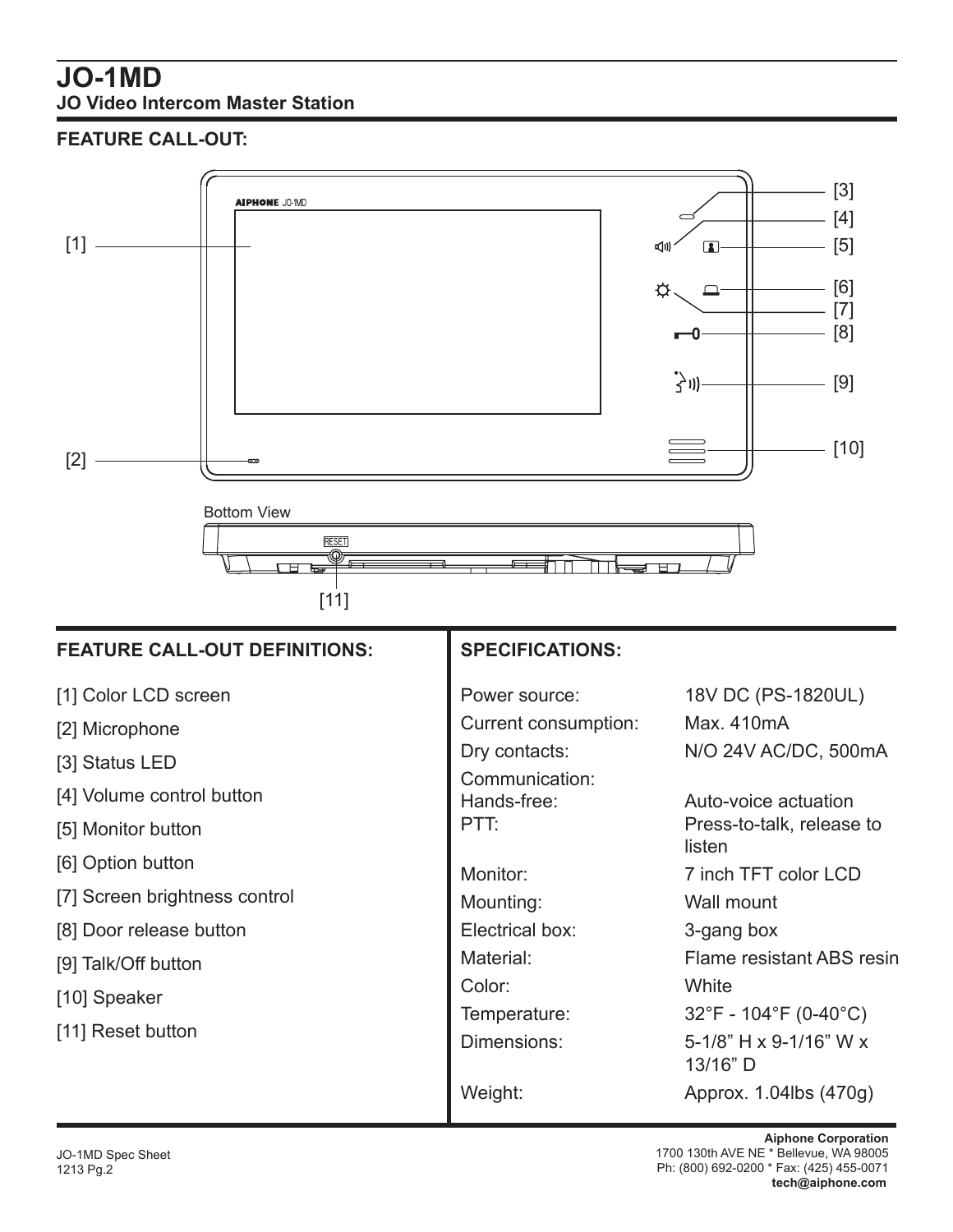# JO-1MD

**JO Video Intercom Master Station**

## FEATURE CALL-OUT:

AIPHONE JO-1MD

[1]

[2]

[3]

[4]

[5]

[6]

[7]

[8]

[9]

[10]

Bottom View

RESET

[11]

## FEATURE CALL-OUT DEFINITIONS:

[1] Color LCD screen

[2] Microphone

[3] Status LED

[4] Volume control button

[5] Monitor button

[6] Option button

[7] Screen brightness control

[8] Door release button

[9] Talk/Off button

[10] Speaker

[11] Reset button

## SPECIFICATIONS:

| | |
|---|---|
| Power source: | 18V DC (PS-1820UL) |
| Current consumption: | Max. 410mA |
| Dry contacts: | N/O 24V AC/DC, 500mA |
| Communication: | |
| Hands-free: | Auto-voice actuation |
| PTT: | Press-to-talk, release to listen |
| Monitor: | 7 inch TFT color LCD |
| Mounting: | Wall mount |
| Electrical box: | 3-gang box |
| Material: | Flame resistant ABS resin |
| Color: | White |
| Temperature: | 32°F - 104°F (0-40°C) |
| Dimensions: | 5-1/8" H x 9-1/16" W x 13/16" D |
| Weight: | Approx. 1.04lbs (470g) |

JO-1MD Spec Sheet
1213 Pg.2

**Aiphone Corporation**
1700 130th AVE NE * Bellevue, WA 98005
Ph: (800) 692-0200 * Fax: (425) 455-0071
**tech@aiphone.com**